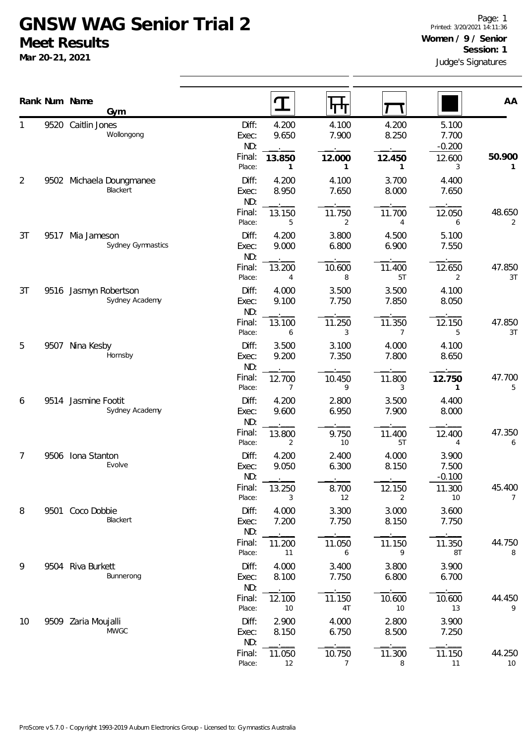# GNSW WAG Senior Trial 2

## Meet Results

**Mar 20-21, 2021**

**Women / 9 / Senior**
**Session: 1**

Judge's Signatures

| Rank | Num | Name / Gym | | Vault | Bars | Beam | Floor | AA |
|---|---|---|---|---|---|---|---|---|
| 1 | 9520 | Caitlin Jones<br>Wollongong | Diff: | 4.200 | 4.100 | 4.200 | 5.100 | |
| | | | Exec: | 9.650 | 7.900 | 8.250 | 7.700 | |
| | | | ND: | | | | -0.200 | |
| | | | Final: | **13.850** | **12.000** | **12.450** | 12.600 | **50.900** |
| | | | Place: | **1** | **1** | **1** | 3 | **1** |
| 2 | 9502 | Michaela Doungmanee<br>Blackert | Diff: | 4.200 | 4.100 | 3.700 | 4.400 | |
| | | | Exec: | 8.950 | 7.650 | 8.000 | 7.650 | |
| | | | ND: | | | | | |
| | | | Final: | 13.150 | 11.750 | 11.700 | 12.050 | 48.650 |
| | | | Place: | 5 | 2 | 4 | 6 | 2 |
| 3T | 9517 | Mia Jameson<br>Sydney Gymnastics | Diff: | 4.200 | 3.800 | 4.500 | 5.100 | |
| | | | Exec: | 9.000 | 6.800 | 6.900 | 7.550 | |
| | | | ND: | | | | | |
| | | | Final: | 13.200 | 10.600 | 11.400 | 12.650 | 47.850 |
| | | | Place: | 4 | 8 | 5T | 2 | 3T |
| 3T | 9516 | Jasmyn Robertson<br>Sydney Academy | Diff: | 4.000 | 3.500 | 3.500 | 4.100 | |
| | | | Exec: | 9.100 | 7.750 | 7.850 | 8.050 | |
| | | | ND: | | | | | |
| | | | Final: | 13.100 | 11.250 | 11.350 | 12.150 | 47.850 |
| | | | Place: | 6 | 3 | 7 | 5 | 3T |
| 5 | 9507 | Nina Kesby<br>Hornsby | Diff: | 3.500 | 3.100 | 4.000 | 4.100 | |
| | | | Exec: | 9.200 | 7.350 | 7.800 | 8.650 | |
| | | | ND: | | | | | |
| | | | Final: | 12.700 | 10.450 | 11.800 | **12.750** | 47.700 |
| | | | Place: | 7 | 9 | 3 | **1** | 5 |
| 6 | 9514 | Jasmine Footit<br>Sydney Academy | Diff: | 4.200 | 2.800 | 3.500 | 4.400 | |
| | | | Exec: | 9.600 | 6.950 | 7.900 | 8.000 | |
| | | | ND: | | | | | |
| | | | Final: | 13.800 | 9.750 | 11.400 | 12.400 | 47.350 |
| | | | Place: | 2 | 10 | 5T | 4 | 6 |
| 7 | 9506 | Iona Stanton<br>Evolve | Diff: | 4.200 | 2.400 | 4.000 | 3.900 | |
| | | | Exec: | 9.050 | 6.300 | 8.150 | 7.500 | |
| | | | ND: | | | | -0.100 | |
| | | | Final: | 13.250 | 8.700 | 12.150 | 11.300 | 45.400 |
| | | | Place: | 3 | 12 | 2 | 10 | 7 |
| 8 | 9501 | Coco Dobbie<br>Blackert | Diff: | 4.000 | 3.300 | 3.000 | 3.600 | |
| | | | Exec: | 7.200 | 7.750 | 8.150 | 7.750 | |
| | | | ND: | | | | | |
| | | | Final: | 11.200 | 11.050 | 11.150 | 11.350 | 44.750 |
| | | | Place: | 11 | 6 | 9 | 8T | 8 |
| 9 | 9504 | Riva Burkett<br>Bunnerong | Diff: | 4.000 | 3.400 | 3.800 | 3.900 | |
| | | | Exec: | 8.100 | 7.750 | 6.800 | 6.700 | |
| | | | ND: | | | | | |
| | | | Final: | 12.100 | 11.150 | 10.600 | 10.600 | 44.450 |
| | | | Place: | 10 | 4T | 10 | 13 | 9 |
| 10 | 9509 | Zaria Moujalli<br>MWGC | Diff: | 2.900 | 4.000 | 2.800 | 3.900 | |
| | | | Exec: | 8.150 | 6.750 | 8.500 | 7.250 | |
| | | | ND: | | | | | |
| | | | Final: | 11.050 | 10.750 | 11.300 | 11.150 | 44.250 |
| | | | Place: | 12 | 7 | 8 | 11 | 10 |

ProScore v5.7.0 - Copyright 1993-2019 Auburn Electronics Group - Licensed to: Gymnastics Australia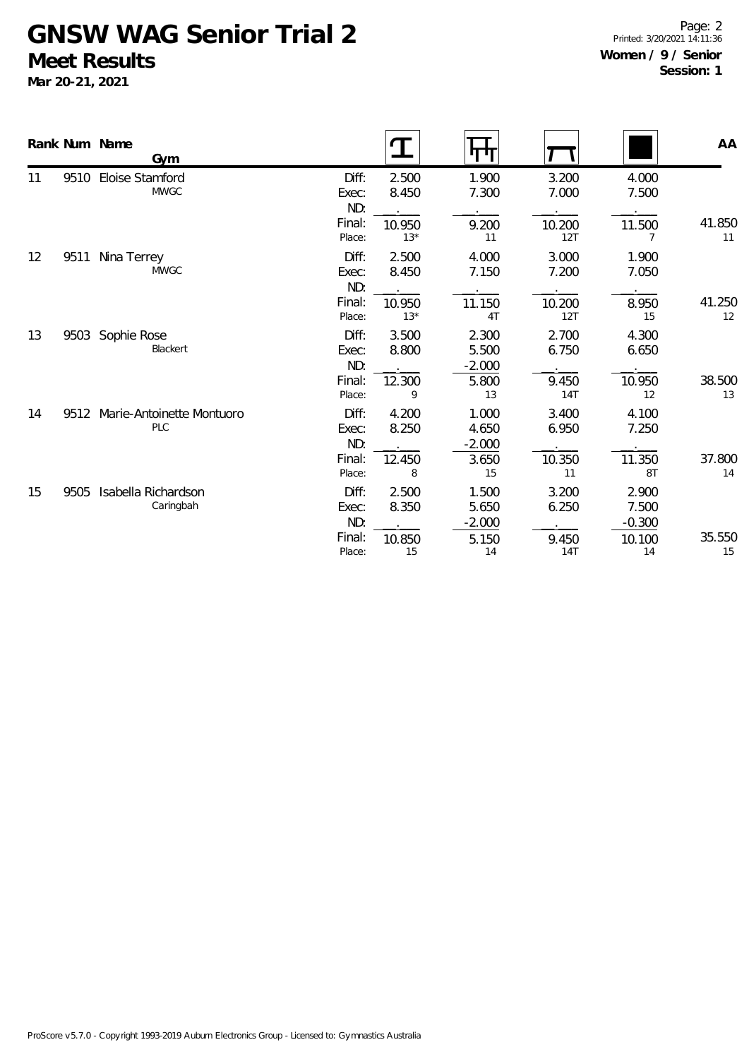# GNSW WAG Senior Trial 2

## Meet Results

**Mar 20-21, 2021**

**Women / 9 / Senior**
**Session: 1**

| Rank | Num | Name / Gym | | Vault | Bars | Beam | Floor | AA |
|---|---|---|---|---|---|---|---|---|
| 11 | 9510 | Eloise Stamford<br>MWGC | Diff: | 2.500 | 1.900 | 3.200 | 4.000 | |
| | | | Exec: | 8.450 | 7.300 | 7.000 | 7.500 | |
| | | | ND: | | | | | |
| | | | Final: | 10.950 | 9.200 | 10.200 | 11.500 | 41.850 |
| | | | Place: | 13* | 11 | 12T | 7 | 11 |
| 12 | 9511 | Nina Terrey<br>MWGC | Diff: | 2.500 | 4.000 | 3.000 | 1.900 | |
| | | | Exec: | 8.450 | 7.150 | 7.200 | 7.050 | |
| | | | ND: | | | | | |
| | | | Final: | 10.950 | 11.150 | 10.200 | 8.950 | 41.250 |
| | | | Place: | 13* | 4T | 12T | 15 | 12 |
| 13 | 9503 | Sophie Rose<br>Blackert | Diff: | 3.500 | 2.300 | 2.700 | 4.300 | |
| | | | Exec: | 8.800 | 5.500 | 6.750 | 6.650 | |
| | | | ND: | | -2.000 | | | |
| | | | Final: | 12.300 | 5.800 | 9.450 | 10.950 | 38.500 |
| | | | Place: | 9 | 13 | 14T | 12 | 13 |
| 14 | 9512 | Marie-Antoinette Montuoro<br>PLC | Diff: | 4.200 | 1.000 | 3.400 | 4.100 | |
| | | | Exec: | 8.250 | 4.650 | 6.950 | 7.250 | |
| | | | ND: | | -2.000 | | | |
| | | | Final: | 12.450 | 3.650 | 10.350 | 11.350 | 37.800 |
| | | | Place: | 8 | 15 | 11 | 8T | 14 |
| 15 | 9505 | Isabella Richardson<br>Caringbah | Diff: | 2.500 | 1.500 | 3.200 | 2.900 | |
| | | | Exec: | 8.350 | 5.650 | 6.250 | 7.500 | |
| | | | ND: | | -2.000 | | -0.300 | |
| | | | Final: | 10.850 | 5.150 | 9.450 | 10.100 | 35.550 |
| | | | Place: | 15 | 14 | 14T | 14 | 15 |

ProScore v5.7.0 - Copyright 1993-2019 Auburn Electronics Group - Licensed to: Gymnastics Australia